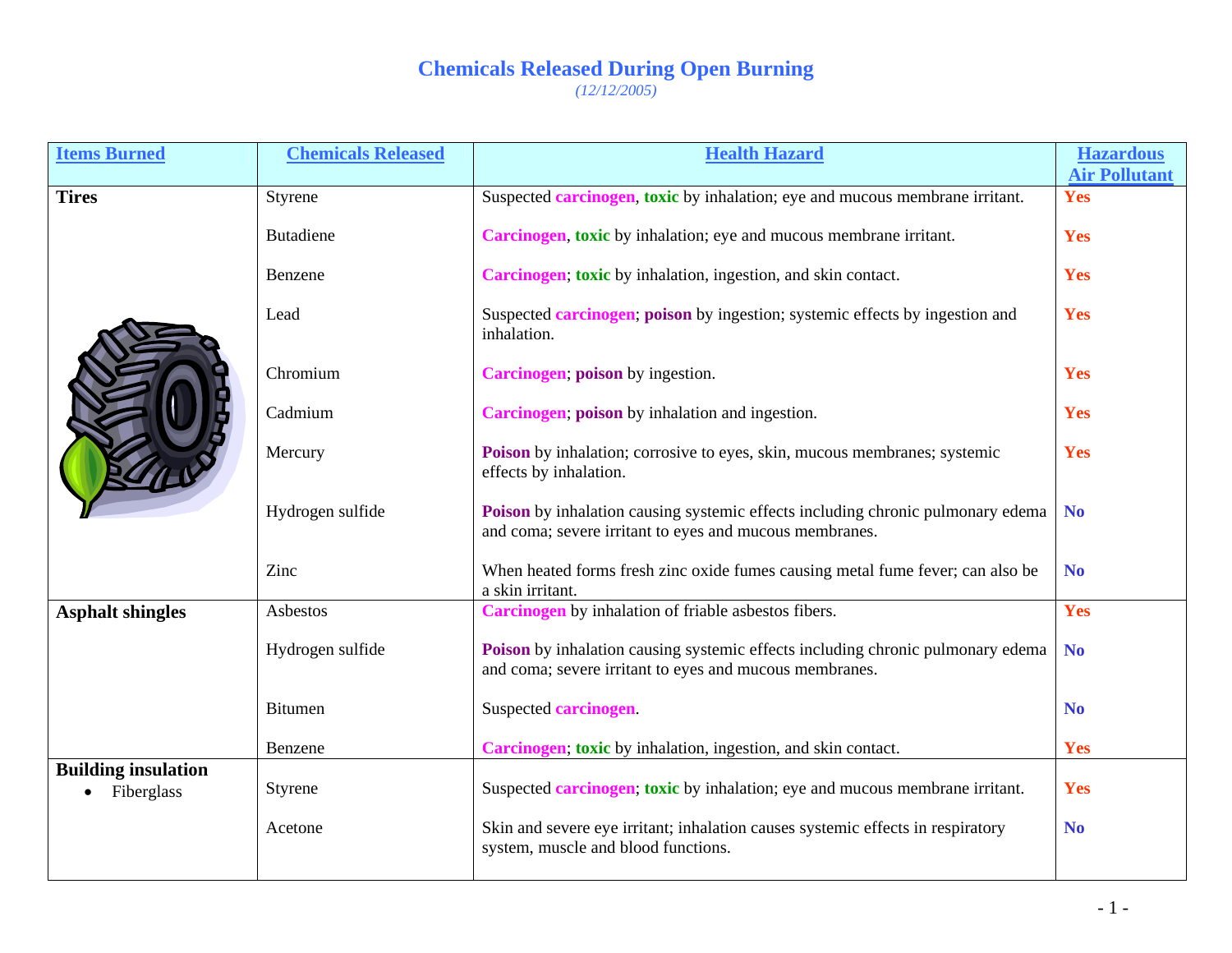# Chemicals Released During Open Burning

*(12/12/2005)*

| Items Burned | Chemicals Released | Health Hazard | Hazardous Air Pollutant |
|---|---|---|---|
| **Tires** | Styrene | Suspected **carcinogen**, **toxic** by inhalation; eye and mucous membrane irritant. | **Yes** |
| | Butadiene | **Carcinogen**, **toxic** by inhalation; eye and mucous membrane irritant. | **Yes** |
| | Benzene | **Carcinogen**; **toxic** by inhalation, ingestion, and skin contact. | **Yes** |
| | Lead | Suspected **carcinogen**; **poison** by ingestion; systemic effects by ingestion and inhalation. | **Yes** |
| | Chromium | **Carcinogen**; **poison** by ingestion. | **Yes** |
| | Cadmium | **Carcinogen**; **poison** by inhalation and ingestion. | **Yes** |
| | Mercury | **Poison** by inhalation; corrosive to eyes, skin, mucous membranes; systemic effects by inhalation. | **Yes** |
| | Hydrogen sulfide | **Poison** by inhalation causing systemic effects including chronic pulmonary edema and coma; severe irritant to eyes and mucous membranes. | **No** |
| | Zinc | When heated forms fresh zinc oxide fumes causing metal fume fever; can also be a skin irritant. | **No** |
| **Asphalt shingles** | Asbestos | **Carcinogen** by inhalation of friable asbestos fibers. | **Yes** |
| | Hydrogen sulfide | **Poison** by inhalation causing systemic effects including chronic pulmonary edema and coma; severe irritant to eyes and mucous membranes. | **No** |
| | Bitumen | Suspected **carcinogen**. | **No** |
| | Benzene | **Carcinogen**; **toxic** by inhalation, ingestion, and skin contact. | **Yes** |
| **Building insulation** <br>• Fiberglass | Styrene | Suspected **carcinogen**; **toxic** by inhalation; eye and mucous membrane irritant. | **Yes** |
| | Acetone | Skin and severe eye irritant; inhalation causes systemic effects in respiratory system, muscle and blood functions. | **No** |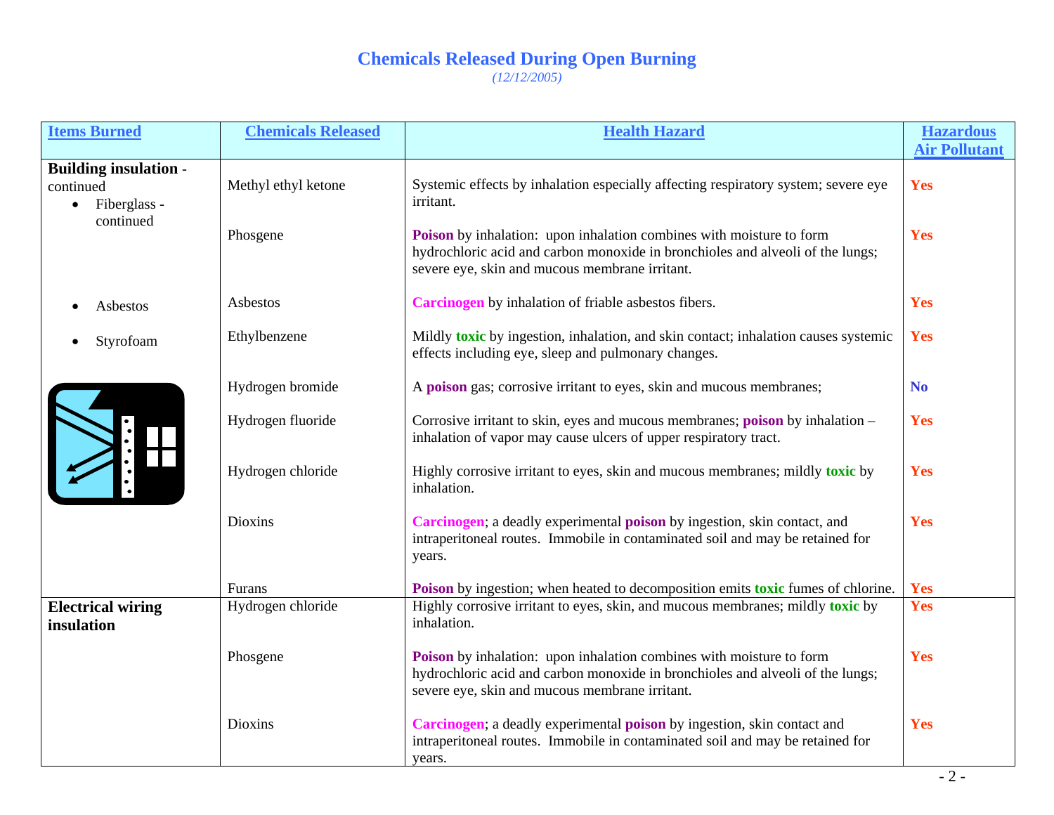# Chemicals Released During Open Burning

*(12/12/2005)*

| Items Burned | Chemicals Released | Health Hazard | Hazardous Air Pollutant |
|---|---|---|---|
| **Building insulation** - continued<br>• Fiberglass - continued | Methyl ethyl ketone | Systemic effects by inhalation especially affecting respiratory system; severe eye irritant. | **Yes** |
| | Phosgene | **Poison** by inhalation: upon inhalation combines with moisture to form hydrochloric acid and carbon monoxide in bronchioles and alveoli of the lungs; severe eye, skin and mucous membrane irritant. | **Yes** |
| • Asbestos | Asbestos | **Carcinogen** by inhalation of friable asbestos fibers. | **Yes** |
| • Styrofoam | Ethylbenzene | Mildly **toxic** by ingestion, inhalation, and skin contact; inhalation causes systemic effects including eye, sleep and pulmonary changes. | **Yes** |
| | Hydrogen bromide | A **poison** gas; corrosive irritant to eyes, skin and mucous membranes; | **No** |
| | Hydrogen fluoride | Corrosive irritant to skin, eyes and mucous membranes; **poison** by inhalation – inhalation of vapor may cause ulcers of upper respiratory tract. | **Yes** |
| | Hydrogen chloride | Highly corrosive irritant to eyes, skin and mucous membranes; mildly **toxic** by inhalation. | **Yes** |
| | Dioxins | **Carcinogen**; a deadly experimental **poison** by ingestion, skin contact, and intraperitoneal routes. Immobile in contaminated soil and may be retained for years. | **Yes** |
| | Furans | **Poison** by ingestion; when heated to decomposition emits **toxic** fumes of chlorine. | **Yes** |
| **Electrical wiring insulation** | Hydrogen chloride | Highly corrosive irritant to eyes, skin, and mucous membranes; mildly **toxic** by inhalation. | **Yes** |
| | Phosgene | **Poison** by inhalation: upon inhalation combines with moisture to form hydrochloric acid and carbon monoxide in bronchioles and alveoli of the lungs; severe eye, skin and mucous membrane irritant. | **Yes** |
| | Dioxins | **Carcinogen**; a deadly experimental **poison** by ingestion, skin contact and intraperitoneal routes. Immobile in contaminated soil and may be retained for years. | **Yes** |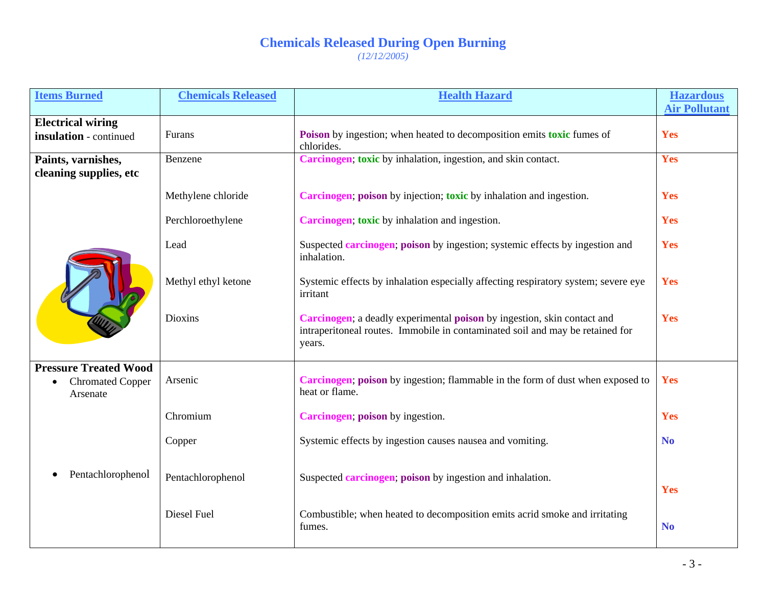# Chemicals Released During Open Burning

*(12/12/2005)*

| Items Burned | Chemicals Released | Health Hazard | Hazardous Air Pollutant |
|---|---|---|---|
| **Electrical wiring insulation** - continued | Furans | **Poison** by ingestion; when heated to decomposition emits **toxic** fumes of chlorides. | **Yes** |
| **Paints, varnishes, cleaning supplies, etc** | Benzene | **Carcinogen**; **toxic** by inhalation, ingestion, and skin contact. | **Yes** |
| | Methylene chloride | **Carcinogen**; **poison** by injection; **toxic** by inhalation and ingestion. | **Yes** |
| | Perchloroethylene | **Carcinogen**; **toxic** by inhalation and ingestion. | **Yes** |
| | Lead | Suspected **carcinogen**; **poison** by ingestion; systemic effects by ingestion and inhalation. | **Yes** |
| | Methyl ethyl ketone | Systemic effects by inhalation especially affecting respiratory system; severe eye irritant | **Yes** |
| | Dioxins | **Carcinogen**; a deadly experimental **poison** by ingestion, skin contact and intraperitoneal routes. Immobile in contaminated soil and may be retained for years. | **Yes** |
| **Pressure Treated Wood** <br>• Chromated Copper Arsenate | Arsenic | **Carcinogen**; **poison** by ingestion; flammable in the form of dust when exposed to heat or flame. | **Yes** |
| | Chromium | **Carcinogen**; **poison** by ingestion. | **Yes** |
| | Copper | Systemic effects by ingestion causes nausea and vomiting. | **No** |
| • Pentachlorophenol | Pentachlorophenol | Suspected **carcinogen**; **poison** by ingestion and inhalation. | **Yes** |
| | Diesel Fuel | Combustible; when heated to decomposition emits acrid smoke and irritating fumes. | **No** |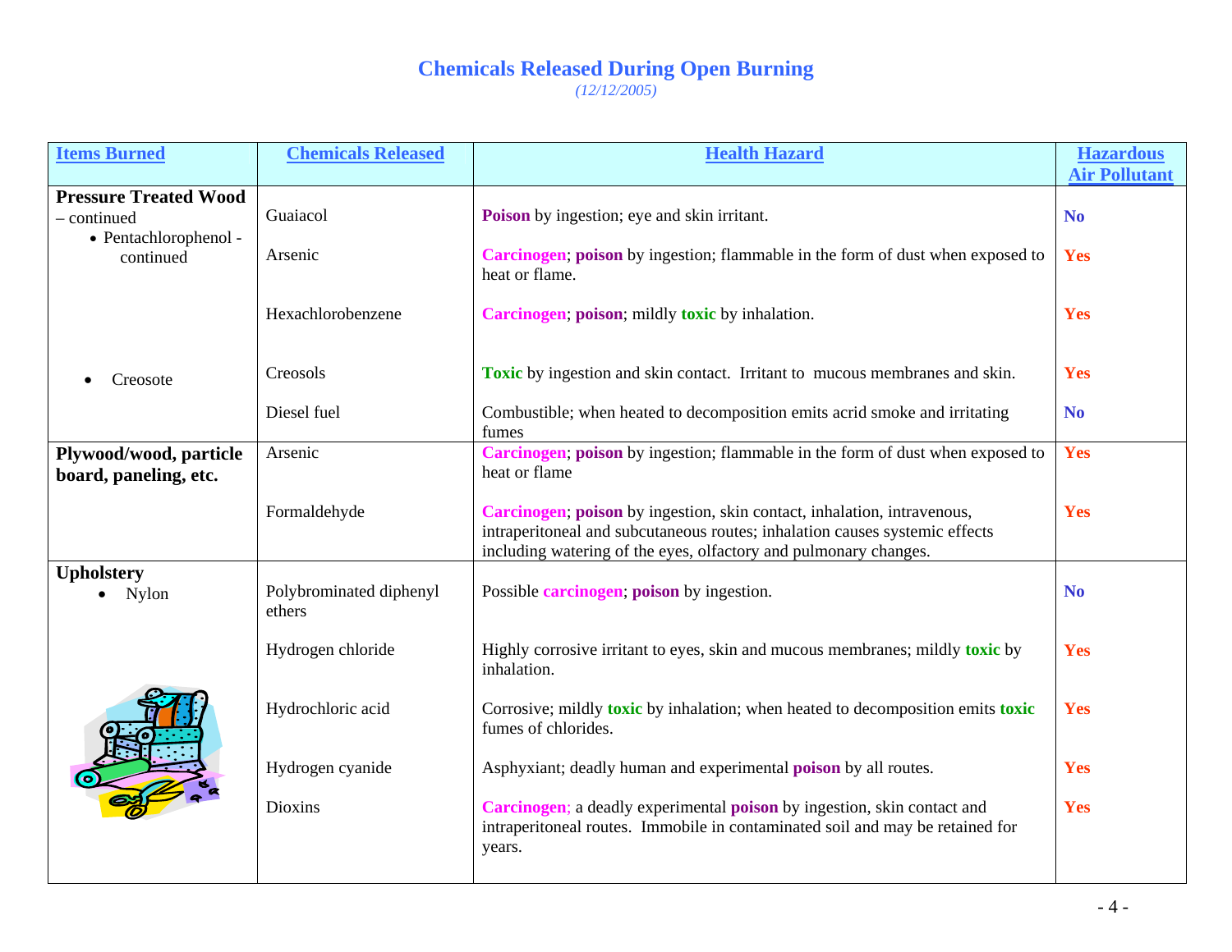# Chemicals Released During Open Burning

*(12/12/2005)*

| Items Burned | Chemicals Released | Health Hazard | Hazardous Air Pollutant |
|---|---|---|---|
| **Pressure Treated Wood** – continued<br>• Pentachlorophenol - continued | Guaiacol | **Poison** by ingestion; eye and skin irritant. | **No** |
| | Arsenic | **Carcinogen**; **poison** by ingestion; flammable in the form of dust when exposed to heat or flame. | **Yes** |
| | Hexachlorobenzene | **Carcinogen**; **poison**; mildly **toxic** by inhalation. | **Yes** |
| • Creosote | Creosols | **Toxic** by ingestion and skin contact. Irritant to mucous membranes and skin. | **Yes** |
| | Diesel fuel | Combustible; when heated to decomposition emits acrid smoke and irritating fumes | **No** |
| **Plywood/wood, particle board, paneling, etc.** | Arsenic | **Carcinogen**; **poison** by ingestion; flammable in the form of dust when exposed to heat or flame | **Yes** |
| | Formaldehyde | **Carcinogen**; **poison** by ingestion, skin contact, inhalation, intravenous, intraperitoneal and subcutaneous routes; inhalation causes systemic effects including watering of the eyes, olfactory and pulmonary changes. | **Yes** |
| **Upholstery**<br>• Nylon | Polybrominated diphenyl ethers | Possible **carcinogen**; **poison** by ingestion. | **No** |
| | Hydrogen chloride | Highly corrosive irritant to eyes, skin and mucous membranes; mildly **toxic** by inhalation. | **Yes** |
| | Hydrochloric acid | Corrosive; mildly **toxic** by inhalation; when heated to decomposition emits **toxic** fumes of chlorides. | **Yes** |
| | Hydrogen cyanide | Asphyxiant; deadly human and experimental **poison** by all routes. | **Yes** |
| | Dioxins | **Carcinogen**; a deadly experimental **poison** by ingestion, skin contact and intraperitoneal routes. Immobile in contaminated soil and may be retained for years. | **Yes** |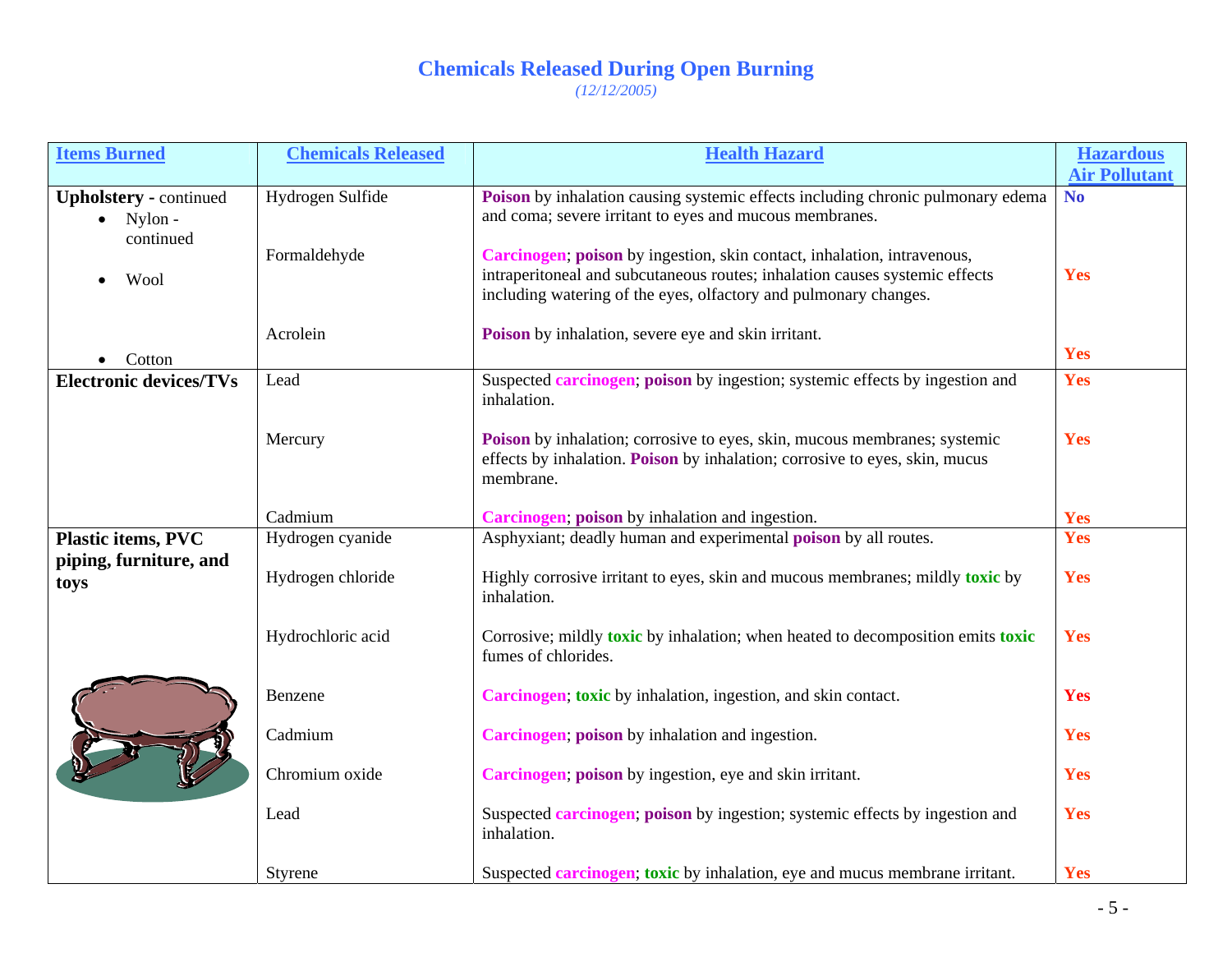# Chemicals Released During Open Burning

*(12/12/2005)*

| Items Burned | Chemicals Released | Health Hazard | Hazardous Air Pollutant |
|---|---|---|---|
| **Upholstery -** continued<br>• Nylon - continued | Hydrogen Sulfide | **Poison** by inhalation causing systemic effects including chronic pulmonary edema and coma; severe irritant to eyes and mucous membranes. | **No** |
| • Wool | Formaldehyde | **Carcinogen**; **poison** by ingestion, skin contact, inhalation, intravenous, intraperitoneal and subcutaneous routes; inhalation causes systemic effects including watering of the eyes, olfactory and pulmonary changes. | **Yes** |
| • Cotton | Acrolein | **Poison** by inhalation, severe eye and skin irritant. | **Yes** |
| **Electronic devices/TVs** | Lead | Suspected **carcinogen**; **poison** by ingestion; systemic effects by ingestion and inhalation. | **Yes** |
| | Mercury | **Poison** by inhalation; corrosive to eyes, skin, mucous membranes; systemic effects by inhalation. **Poison** by inhalation; corrosive to eyes, skin, mucus membrane. | **Yes** |
| | Cadmium | **Carcinogen**; **poison** by inhalation and ingestion. | **Yes** |
| **Plastic items, PVC piping, furniture, and toys** | Hydrogen cyanide | Asphyxiant; deadly human and experimental **poison** by all routes. | **Yes** |
| | Hydrogen chloride | Highly corrosive irritant to eyes, skin and mucous membranes; mildly **toxic** by inhalation. | **Yes** |
| | Hydrochloric acid | Corrosive; mildly **toxic** by inhalation; when heated to decomposition emits **toxic** fumes of chlorides. | **Yes** |
| | Benzene | **Carcinogen**; **toxic** by inhalation, ingestion, and skin contact. | **Yes** |
| | Cadmium | **Carcinogen**; **poison** by inhalation and ingestion. | **Yes** |
| | Chromium oxide | **Carcinogen**; **poison** by ingestion, eye and skin irritant. | **Yes** |
| | Lead | Suspected **carcinogen**; **poison** by ingestion; systemic effects by ingestion and inhalation. | **Yes** |
| | Styrene | Suspected **carcinogen**; **toxic** by inhalation, eye and mucus membrane irritant. | **Yes** |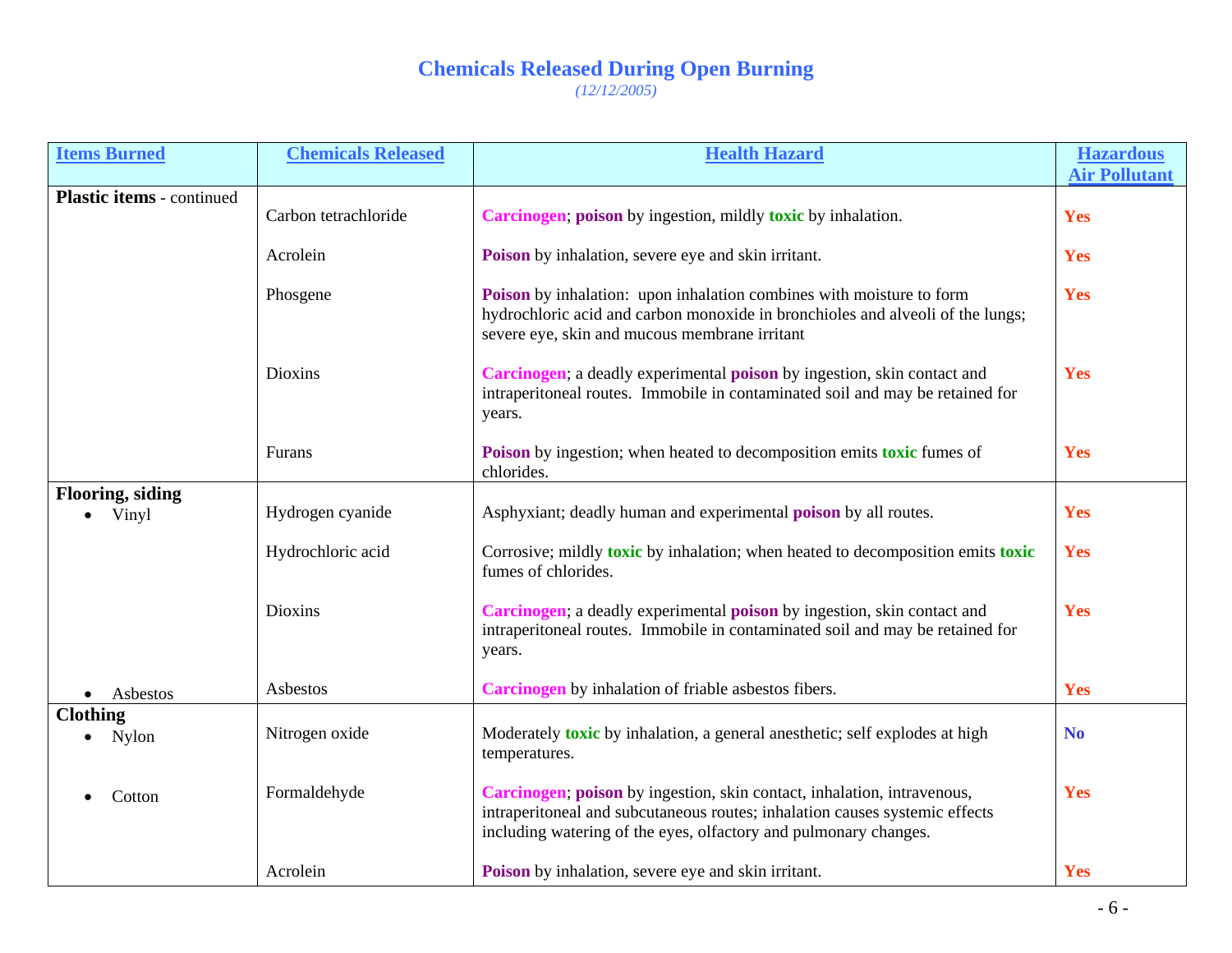# Chemicals Released During Open Burning

*(12/12/2005)*

| Items Burned | Chemicals Released | Health Hazard | Hazardous Air Pollutant |
|---|---|---|---|
| **Plastic items** - continued | Carbon tetrachloride | **Carcinogen**; **poison** by ingestion, mildly **toxic** by inhalation. | **Yes** |
| | Acrolein | **Poison** by inhalation, severe eye and skin irritant. | **Yes** |
| | Phosgene | **Poison** by inhalation: upon inhalation combines with moisture to form hydrochloric acid and carbon monoxide in bronchioles and alveoli of the lungs; severe eye, skin and mucous membrane irritant | **Yes** |
| | Dioxins | **Carcinogen**; a deadly experimental **poison** by ingestion, skin contact and intraperitoneal routes. Immobile in contaminated soil and may be retained for years. | **Yes** |
| | Furans | **Poison** by ingestion; when heated to decomposition emits **toxic** fumes of chlorides. | **Yes** |
| **Flooring, siding**<br>• Vinyl | Hydrogen cyanide | Asphyxiant; deadly human and experimental **poison** by all routes. | **Yes** |
| | Hydrochloric acid | Corrosive; mildly **toxic** by inhalation; when heated to decomposition emits **toxic** fumes of chlorides. | **Yes** |
| | Dioxins | **Carcinogen**; a deadly experimental **poison** by ingestion, skin contact and intraperitoneal routes. Immobile in contaminated soil and may be retained for years. | **Yes** |
| • Asbestos | Asbestos | **Carcinogen** by inhalation of friable asbestos fibers. | **Yes** |
| **Clothing**<br>• Nylon | Nitrogen oxide | Moderately **toxic** by inhalation, a general anesthetic; self explodes at high temperatures. | **No** |
| • Cotton | Formaldehyde | **Carcinogen**; **poison** by ingestion, skin contact, inhalation, intravenous, intraperitoneal and subcutaneous routes; inhalation causes systemic effects including watering of the eyes, olfactory and pulmonary changes. | **Yes** |
| | Acrolein | **Poison** by inhalation, severe eye and skin irritant. | **Yes** |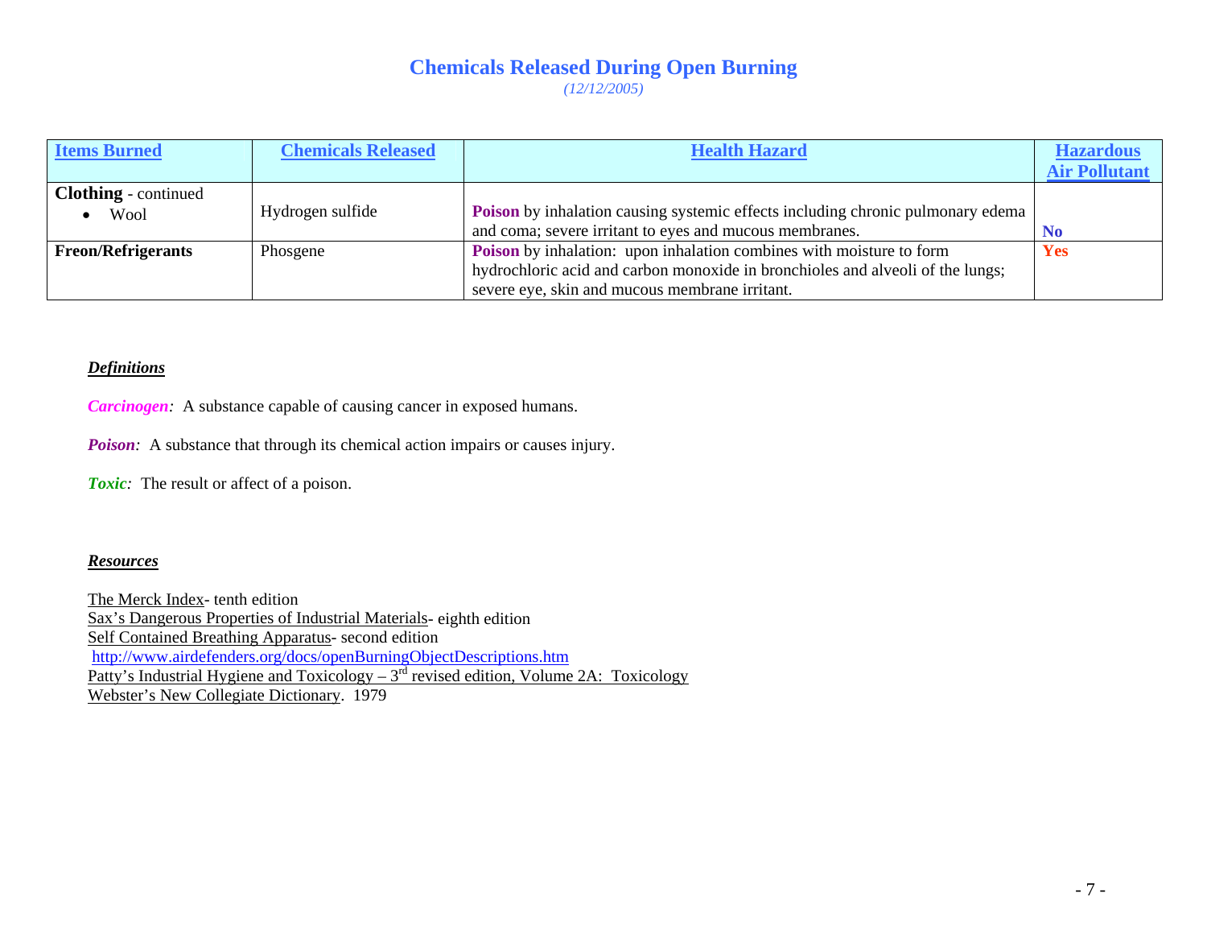# Chemicals Released During Open Burning

*(12/12/2005)*

| Items Burned | Chemicals Released | Health Hazard | Hazardous Air Pollutant |
|---|---|---|---|
| **Clothing** - continued<br>• Wool | Hydrogen sulfide | **Poison** by inhalation causing systemic effects including chronic pulmonary edema and coma; severe irritant to eyes and mucous membranes. | **No** |
| **Freon/Refrigerants** | Phosgene | **Poison** by inhalation: upon inhalation combines with moisture to form hydrochloric acid and carbon monoxide in bronchioles and alveoli of the lungs; severe eye, skin and mucous membrane irritant. | **Yes** |

***Definitions***

***Carcinogen:*** A substance capable of causing cancer in exposed humans.

***Poison:*** A substance that through its chemical action impairs or causes injury.

***Toxic:*** The result or affect of a poison.

***Resources***

The Merck Index- tenth edition
Sax's Dangerous Properties of Industrial Materials- eighth edition
Self Contained Breathing Apparatus- second edition
http://www.airdefenders.org/docs/openBurningObjectDescriptions.htm
Patty's Industrial Hygiene and Toxicology – 3rd revised edition, Volume 2A: Toxicology
Webster's New Collegiate Dictionary. 1979